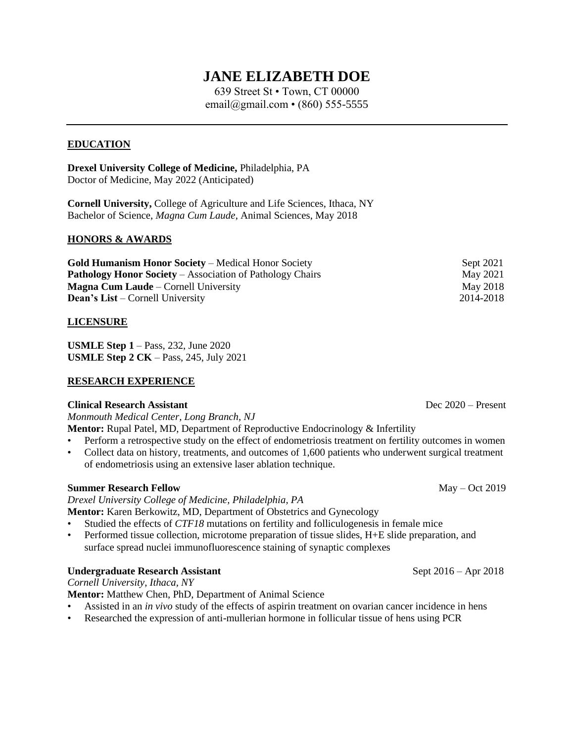# JANE ELIZABETH DOE

639 Street St • Town, CT 00000
email@gmail.com • (860) 555-5555

---

## EDUCATION

**Drexel University College of Medicine,** Philadelphia, PA
Doctor of Medicine, May 2022 (Anticipated)

**Cornell University,** College of Agriculture and Life Sciences, Ithaca, NY
Bachelor of Science, *Magna Cum Laude*, Animal Sciences, May 2018

## HONORS & AWARDS

**Gold Humanism Honor Society** – Medical Honor Society — Sept 2021
**Pathology Honor Society** – Association of Pathology Chairs — May 2021
**Magna Cum Laude** – Cornell University — May 2018
**Dean's List** – Cornell University — 2014-2018

## LICENSURE

**USMLE Step 1** – Pass, 232, June 2020
**USMLE Step 2 CK** – Pass, 245, July 2021

## RESEARCH EXPERIENCE

**Clinical Research Assistant** — Dec 2020 – Present
*Monmouth Medical Center, Long Branch, NJ*
**Mentor:** Rupal Patel, MD, Department of Reproductive Endocrinology & Infertility

- Perform a retrospective study on the effect of endometriosis treatment on fertility outcomes in women
- Collect data on history, treatments, and outcomes of 1,600 patients who underwent surgical treatment of endometriosis using an extensive laser ablation technique.

**Summer Research Fellow** — May – Oct 2019
*Drexel University College of Medicine, Philadelphia, PA*
**Mentor:** Karen Berkowitz, MD, Department of Obstetrics and Gynecology

- Studied the effects of *CTF18* mutations on fertility and folliculogenesis in female mice
- Performed tissue collection, microtome preparation of tissue slides, H+E slide preparation, and surface spread nuclei immunofluorescence staining of synaptic complexes

**Undergraduate Research Assistant** — Sept 2016 – Apr 2018
*Cornell University, Ithaca, NY*
**Mentor:** Matthew Chen, PhD, Department of Animal Science

- Assisted in an *in vivo* study of the effects of aspirin treatment on ovarian cancer incidence in hens
- Researched the expression of anti-mullerian hormone in follicular tissue of hens using PCR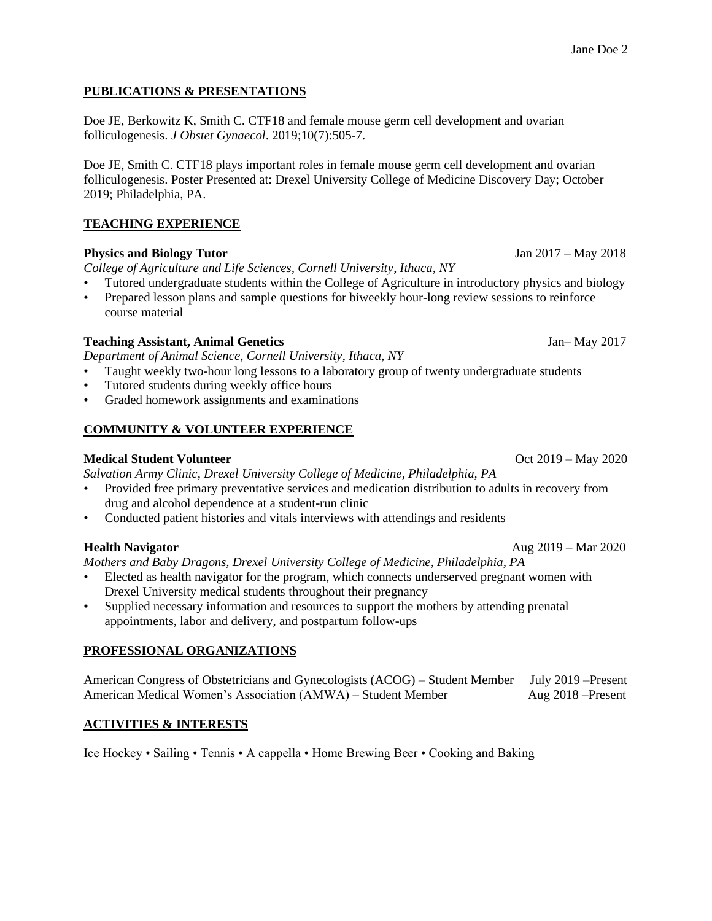## PUBLICATIONS & PRESENTATIONS

Doe JE, Berkowitz K, Smith C. CTF18 and female mouse germ cell development and ovarian folliculogenesis. *J Obstet Gynaecol*. 2019;10(7):505-7.

Doe JE, Smith C. CTF18 plays important roles in female mouse germ cell development and ovarian folliculogenesis. Poster Presented at: Drexel University College of Medicine Discovery Day; October 2019; Philadelphia, PA.

## TEACHING EXPERIENCE

**Physics and Biology Tutor** Jan 2017 – May 2018

*College of Agriculture and Life Sciences, Cornell University, Ithaca, NY*

- Tutored undergraduate students within the College of Agriculture in introductory physics and biology
- Prepared lesson plans and sample questions for biweekly hour-long review sessions to reinforce course material

**Teaching Assistant, Animal Genetics** Jan– May 2017

*Department of Animal Science, Cornell University, Ithaca, NY*

- Taught weekly two-hour long lessons to a laboratory group of twenty undergraduate students
- Tutored students during weekly office hours
- Graded homework assignments and examinations

## COMMUNITY & VOLUNTEER EXPERIENCE

**Medical Student Volunteer** Oct 2019 – May 2020

*Salvation Army Clinic, Drexel University College of Medicine, Philadelphia, PA*

- Provided free primary preventative services and medication distribution to adults in recovery from drug and alcohol dependence at a student-run clinic
- Conducted patient histories and vitals interviews with attendings and residents

**Health Navigator** Aug 2019 – Mar 2020

*Mothers and Baby Dragons, Drexel University College of Medicine, Philadelphia, PA*

- Elected as health navigator for the program, which connects underserved pregnant women with Drexel University medical students throughout their pregnancy
- Supplied necessary information and resources to support the mothers by attending prenatal appointments, labor and delivery, and postpartum follow-ups

## PROFESSIONAL ORGANIZATIONS

American Congress of Obstetricians and Gynecologists (ACOG) – Student Member July 2019 –Present

American Medical Women's Association (AMWA) – Student Member Aug 2018 –Present

## ACTIVITIES & INTERESTS

Ice Hockey • Sailing • Tennis • A cappella • Home Brewing Beer • Cooking and Baking